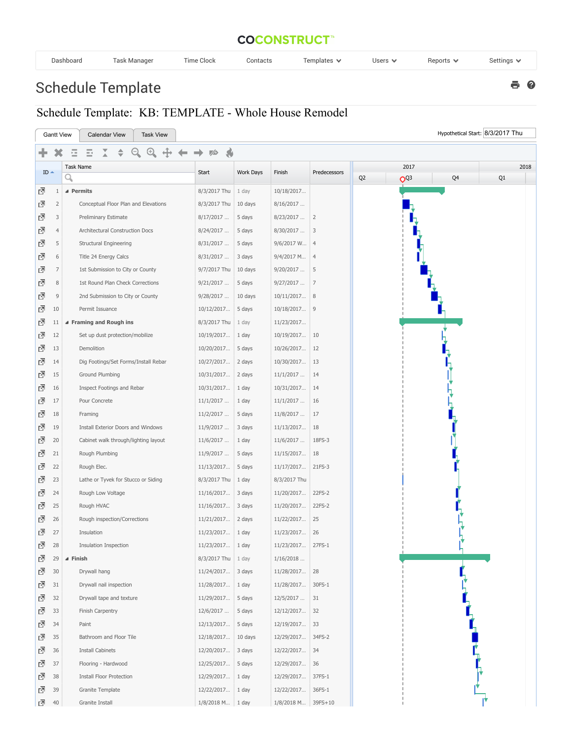COCONSTRUCT™

Dashboard | Task Manager | Time Clock | Contacts | Templates | Users | Reports | Settings

# Schedule Template

## Schedule Template: KB: TEMPLATE - Whole House Remodel

Gantt View | Calendar View | Task View

Hypothetical Start: 8/3/2017 Thu

| ID | Task Name | Start | Work Days | Finish | Predecessors |
|---|---|---|---|---|---|
| 1 | **Permits** | 8/3/2017 Thu | 1 day | 10/18/2017... | |
| 2 | Conceptual Floor Plan and Elevations | 8/3/2017 Thu | 10 days | 8/16/2017 ... | |
| 3 | Preliminary Estimate | 8/17/2017 ... | 5 days | 8/23/2017 ... | 2 |
| 4 | Architectural Construction Docs | 8/24/2017 ... | 5 days | 8/30/2017 ... | 3 |
| 5 | Structural Engineering | 8/31/2017 ... | 5 days | 9/6/2017 W... | 4 |
| 6 | Title 24 Energy Calcs | 8/31/2017 ... | 3 days | 9/4/2017 M... | 4 |
| 7 | 1st Submission to City or County | 9/7/2017 Thu | 10 days | 9/20/2017 ... | 5 |
| 8 | 1st Round Plan Check Corrections | 9/21/2017 ... | 5 days | 9/27/2017 ... | 7 |
| 9 | 2nd Submission to City or County | 9/28/2017 ... | 10 days | 10/11/2017... | 8 |
| 10 | Permit Issuance | 10/12/2017... | 5 days | 10/18/2017... | 9 |
| 11 | **Framing and Rough ins** | 8/3/2017 Thu | 1 day | 11/23/2017... | |
| 12 | Set up dust protection/mobilize | 10/19/2017... | 1 day | 10/19/2017... | 10 |
| 13 | Demolition | 10/20/2017... | 5 days | 10/26/2017... | 12 |
| 14 | Dig Footings/Set Forms/Install Rebar | 10/27/2017... | 2 days | 10/30/2017... | 13 |
| 15 | Ground Plumbing | 10/31/2017... | 2 days | 11/1/2017 ... | 14 |
| 16 | Inspect Footings and Rebar | 10/31/2017... | 1 day | 10/31/2017... | 14 |
| 17 | Pour Concrete | 11/1/2017 ... | 1 day | 11/1/2017 ... | 16 |
| 18 | Framing | 11/2/2017 ... | 5 days | 11/8/2017 ... | 17 |
| 19 | Install Exterior Doors and Windows | 11/9/2017 ... | 3 days | 11/13/2017... | 18 |
| 20 | Cabinet walk through/lighting layout | 11/6/2017 ... | 1 day | 11/6/2017 ... | 18FS-3 |
| 21 | Rough Plumbing | 11/9/2017 ... | 5 days | 11/15/2017... | 18 |
| 22 | Rough Elec. | 11/13/2017... | 5 days | 11/17/2017... | 21FS-3 |
| 23 | Lathe or Tyvek for Stucco or Siding | 8/3/2017 Thu | 1 day | 8/3/2017 Thu | |
| 24 | Rough Low Voltage | 11/16/2017... | 3 days | 11/20/2017... | 22FS-2 |
| 25 | Rough HVAC | 11/16/2017... | 3 days | 11/20/2017... | 22FS-2 |
| 26 | Rough inspection/Corrections | 11/21/2017... | 2 days | 11/22/2017... | 25 |
| 27 | Insulation | 11/23/2017... | 1 day | 11/23/2017... | 26 |
| 28 | Insulation Inspection | 11/23/2017... | 1 day | 11/23/2017... | 27FS-1 |
| 29 | **Finish** | 8/3/2017 Thu | 1 day | 1/16/2018 ... | |
| 30 | Drywall hang | 11/24/2017... | 3 days | 11/28/2017... | 28 |
| 31 | Drywall nail inspection | 11/28/2017... | 1 day | 11/28/2017... | 30FS-1 |
| 32 | Drywall tape and texture | 11/29/2017... | 5 days | 12/5/2017 ... | 31 |
| 33 | Finish Carpentry | 12/6/2017 ... | 5 days | 12/12/2017... | 32 |
| 34 | Paint | 12/13/2017... | 5 days | 12/19/2017... | 33 |
| 35 | Bathroom and Floor Tile | 12/18/2017... | 10 days | 12/29/2017... | 34FS-2 |
| 36 | Install Cabinets | 12/20/2017... | 3 days | 12/22/2017... | 34 |
| 37 | Flooring - Hardwood | 12/25/2017... | 5 days | 12/29/2017... | 36 |
| 38 | Install Floor Protection | 12/29/2017... | 1 day | 12/29/2017... | 37FS-1 |
| 39 | Granite Template | 12/22/2017... | 1 day | 12/22/2017... | 36FS-1 |
| 40 | Granite Install | 1/8/2018 M... | 1 day | 1/8/2018 M... | 39FS+10 |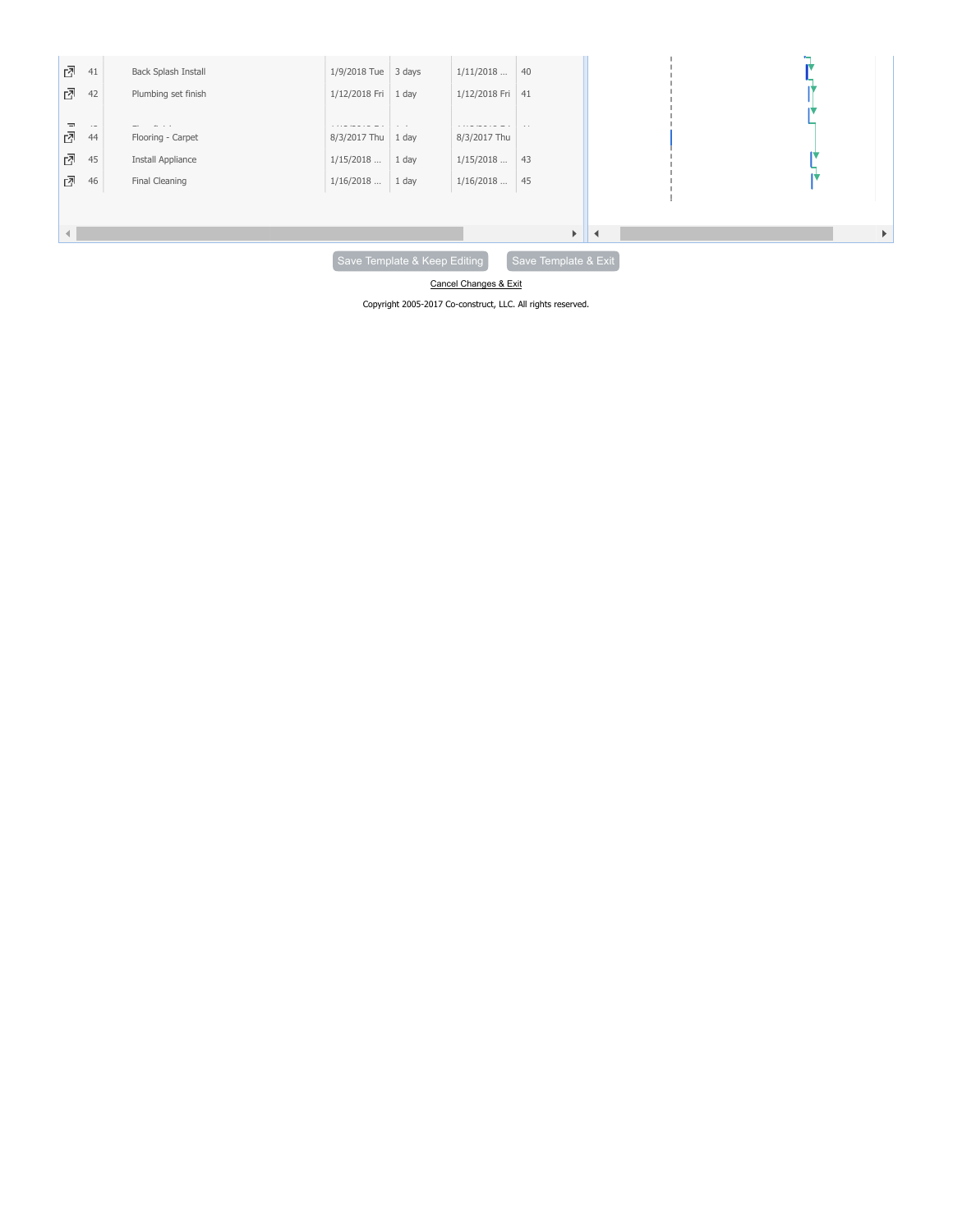| | | | | | | |
|---|---|---|---|---|---|---|
| | 41 | Back Splash Install | 1/9/2018 Tue | 3 days | 1/11/2018 ... | 40 |
| | 42 | Plumbing set finish | 1/12/2018 Fri | 1 day | 1/12/2018 Fri | 41 |
| | 44 | Flooring - Carpet | 8/3/2017 Thu | 1 day | 8/3/2017 Thu | |
| | 45 | Install Appliance | 1/15/2018 ... | 1 day | 1/15/2018 ... | 43 |
| | 46 | Final Cleaning | 1/16/2018 ... | 1 day | 1/16/2018 ... | 45 |

Save Template & Keep Editing    Save Template & Exit

Cancel Changes & Exit

Copyright 2005-2017 Co-construct, LLC. All rights reserved.